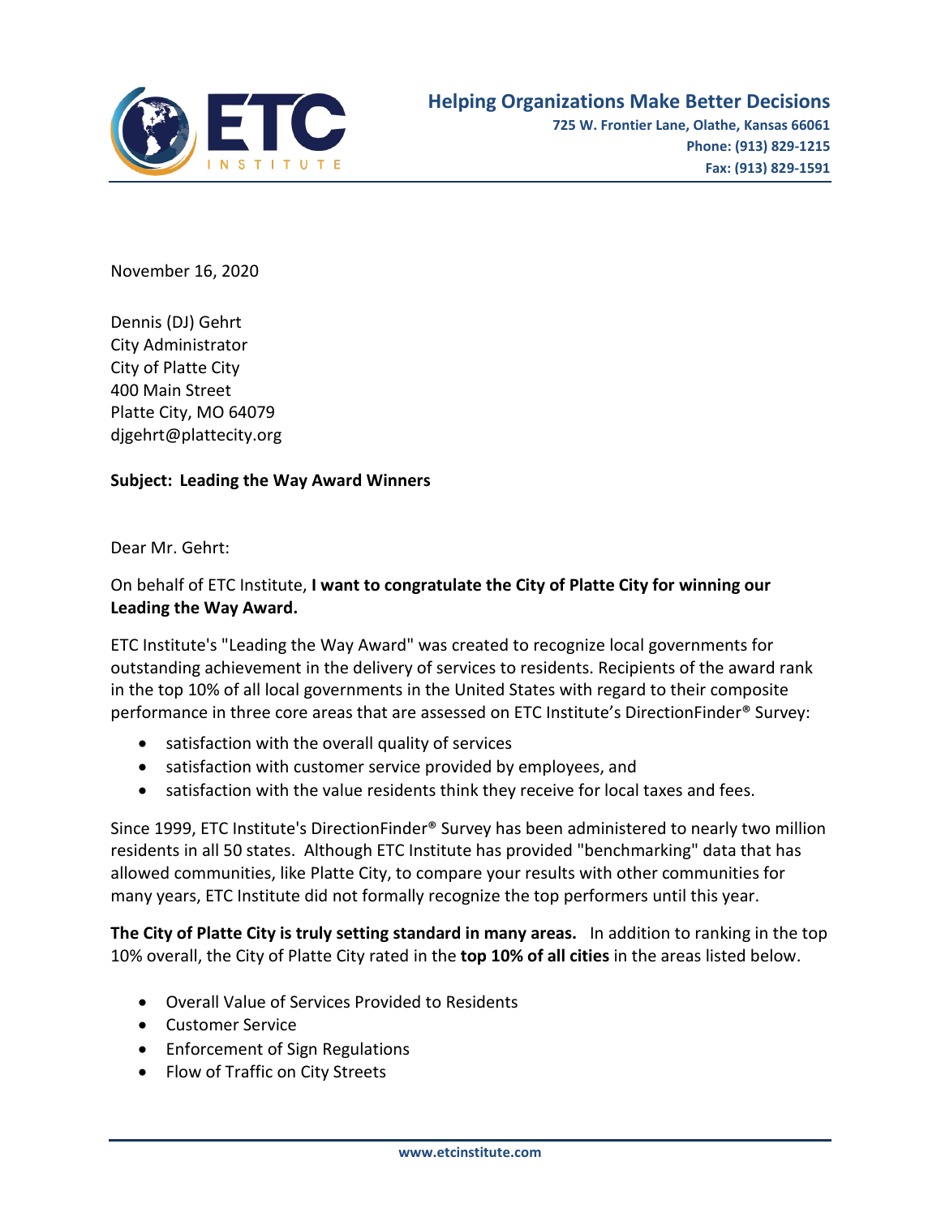**Helping Organizations Make Better Decisions**
**725 W. Frontier Lane, Olathe, Kansas 66061**
**Phone: (913) 829-1215**
**Fax: (913) 829-1591**

November 16, 2020

Dennis (DJ) Gehrt
City Administrator
City of Platte City
400 Main Street
Platte City, MO 64079
djgehrt@plattecity.org

**Subject: Leading the Way Award Winners**

Dear Mr. Gehrt:

On behalf of ETC Institute, **I want to congratulate the City of Platte City for winning our Leading the Way Award.**

ETC Institute's "Leading the Way Award" was created to recognize local governments for outstanding achievement in the delivery of services to residents. Recipients of the award rank in the top 10% of all local governments in the United States with regard to their composite performance in three core areas that are assessed on ETC Institute's DirectionFinder® Survey:

- satisfaction with the overall quality of services
- satisfaction with customer service provided by employees, and
- satisfaction with the value residents think they receive for local taxes and fees.

Since 1999, ETC Institute's DirectionFinder® Survey has been administered to nearly two million residents in all 50 states. Although ETC Institute has provided "benchmarking" data that has allowed communities, like Platte City, to compare your results with other communities for many years, ETC Institute did not formally recognize the top performers until this year.

**The City of Platte City is truly setting standard in many areas.** In addition to ranking in the top 10% overall, the City of Platte City rated in the **top 10% of all cities** in the areas listed below.

- Overall Value of Services Provided to Residents
- Customer Service
- Enforcement of Sign Regulations
- Flow of Traffic on City Streets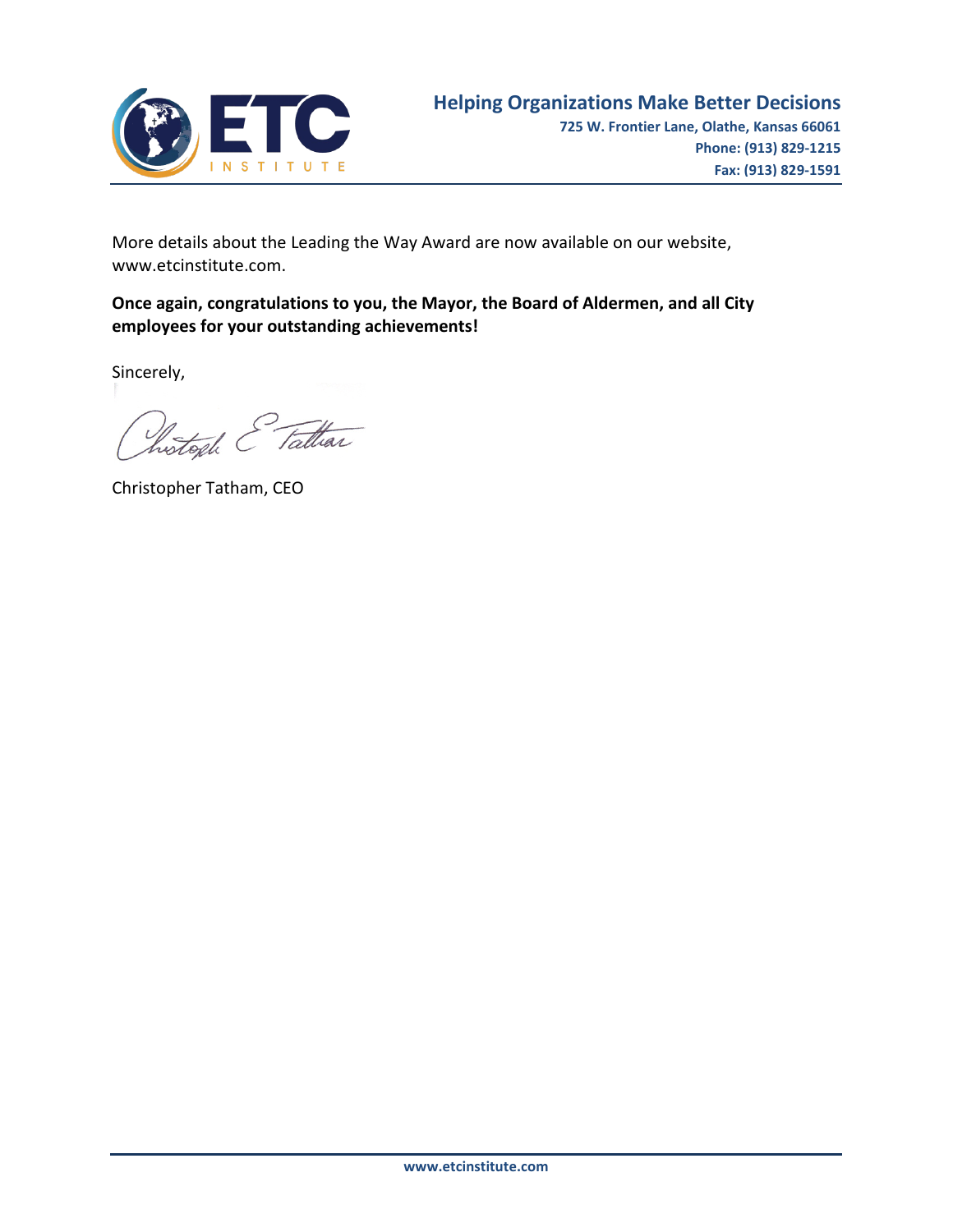More details about the Leading the Way Award are now available on our website, www.etcinstitute.com.

**Once again, congratulations to you, the Mayor, the Board of Aldermen, and all City employees for your outstanding achievements!**

Sincerely,

Christopher Tatham, CEO